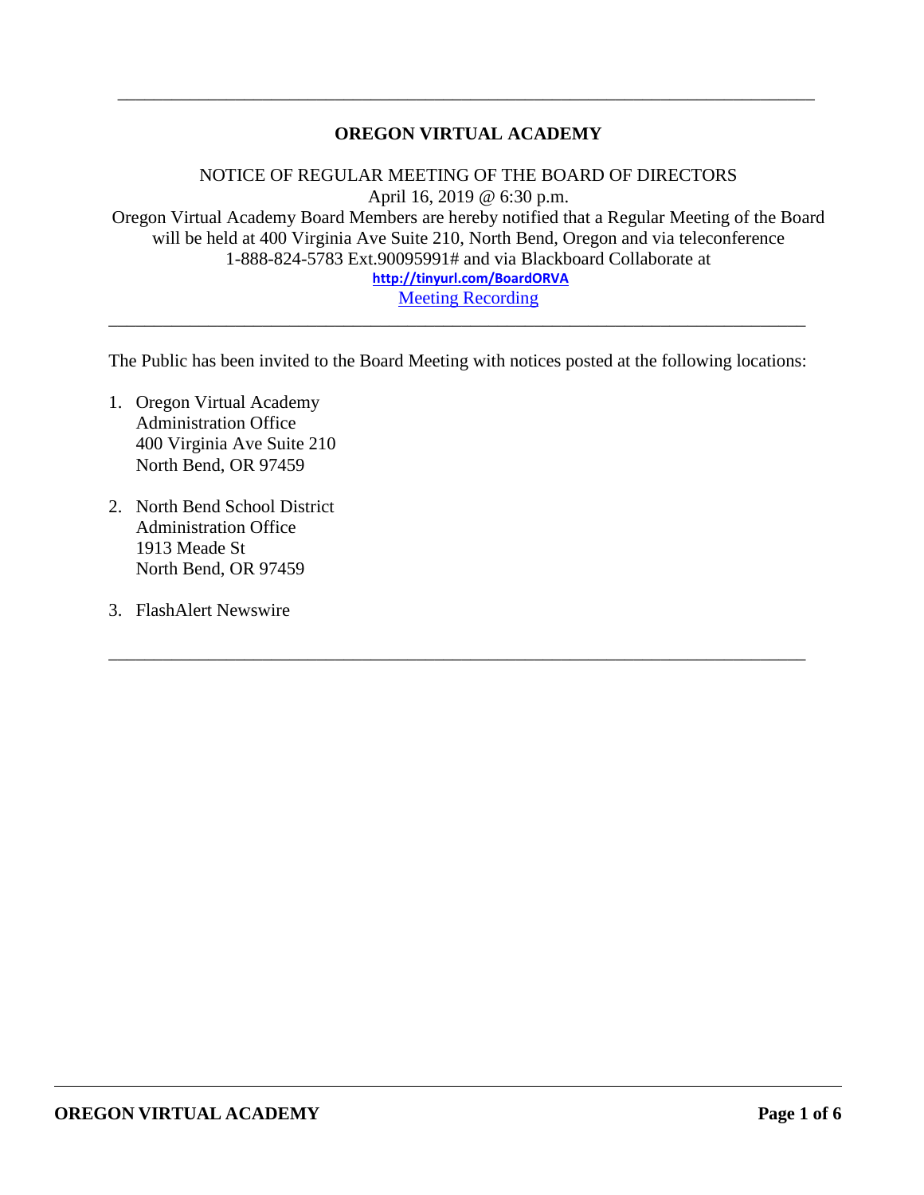---

# OREGON VIRTUAL ACADEMY

NOTICE OF REGULAR MEETING OF THE BOARD OF DIRECTORS
April 16, 2019 @ 6:30 p.m.
Oregon Virtual Academy Board Members are hereby notified that a Regular Meeting of the Board will be held at 400 Virginia Ave Suite 210, North Bend, Oregon and via teleconference 1-888-824-5783 Ext.90095991# and via Blackboard Collaborate at
**http://tinyurl.com/BoardORVA**
Meeting Recording

---

The Public has been invited to the Board Meeting with notices posted at the following locations:

1. Oregon Virtual Academy
   Administration Office
   400 Virginia Ave Suite 210
   North Bend, OR 97459

2. North Bend School District
   Administration Office
   1913 Meade St
   North Bend, OR 97459

3. FlashAlert Newswire

---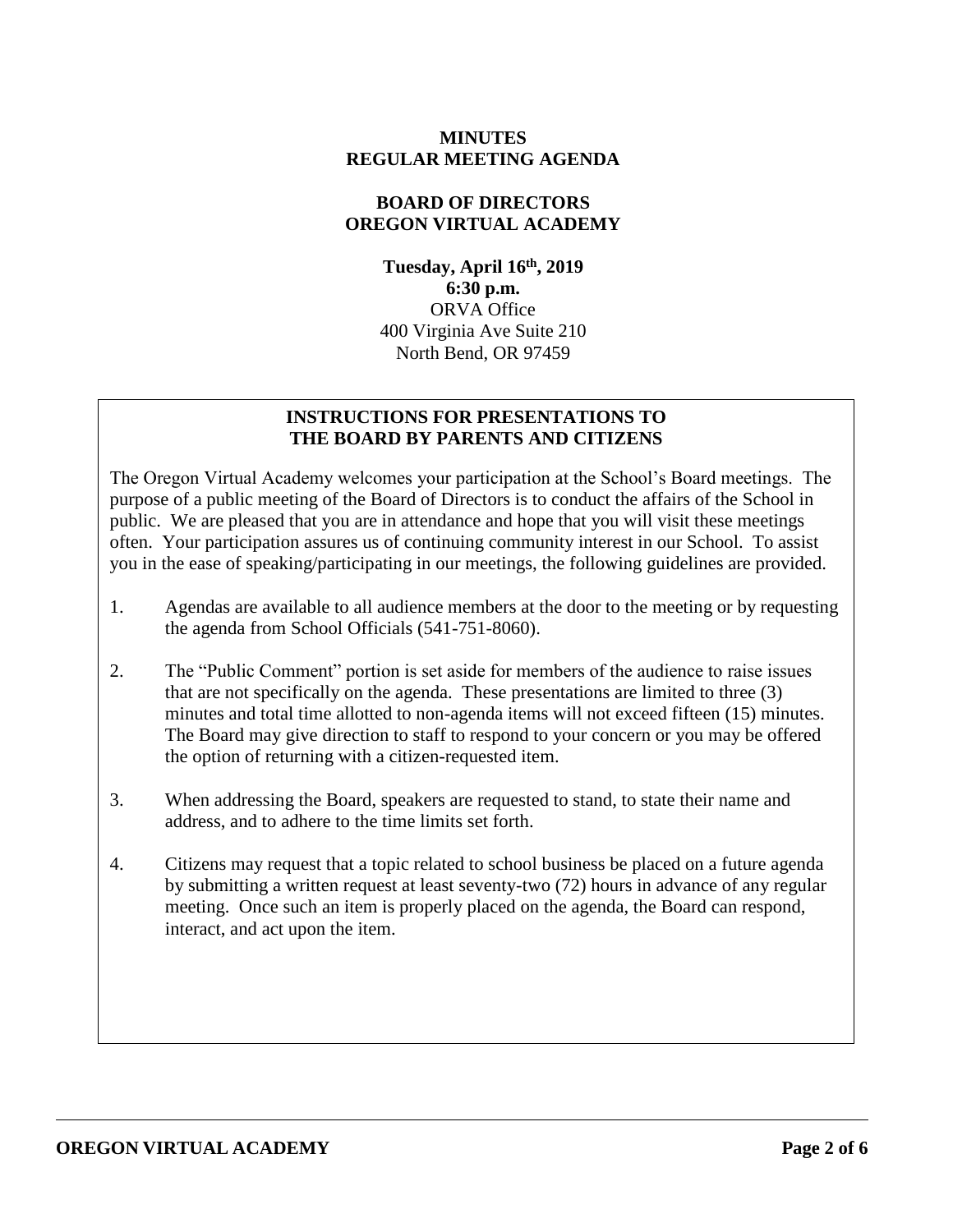**MINUTES**
**REGULAR MEETING AGENDA**

**BOARD OF DIRECTORS**
**OREGON VIRTUAL ACADEMY**

**Tuesday, April 16th, 2019**
**6:30 p.m.**
ORVA Office
400 Virginia Ave Suite 210
North Bend, OR 97459

## INSTRUCTIONS FOR PRESENTATIONS TO THE BOARD BY PARENTS AND CITIZENS

The Oregon Virtual Academy welcomes your participation at the School's Board meetings. The purpose of a public meeting of the Board of Directors is to conduct the affairs of the School in public. We are pleased that you are in attendance and hope that you will visit these meetings often. Your participation assures us of continuing community interest in our School. To assist you in the ease of speaking/participating in our meetings, the following guidelines are provided.

1. Agendas are available to all audience members at the door to the meeting or by requesting the agenda from School Officials (541-751-8060).

2. The "Public Comment" portion is set aside for members of the audience to raise issues that are not specifically on the agenda. These presentations are limited to three (3) minutes and total time allotted to non-agenda items will not exceed fifteen (15) minutes. The Board may give direction to staff to respond to your concern or you may be offered the option of returning with a citizen-requested item.

3. When addressing the Board, speakers are requested to stand, to state their name and address, and to adhere to the time limits set forth.

4. Citizens may request that a topic related to school business be placed on a future agenda by submitting a written request at least seventy-two (72) hours in advance of any regular meeting. Once such an item is properly placed on the agenda, the Board can respond, interact, and act upon the item.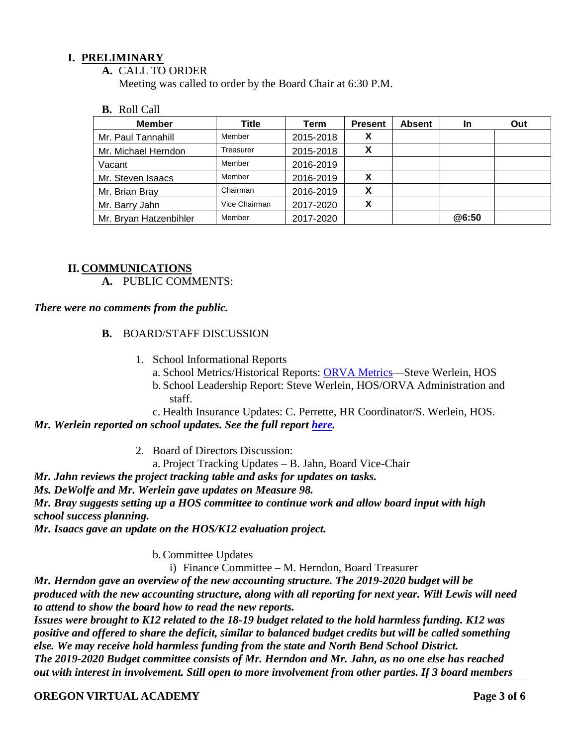## I. PRELIMINARY

**A.** CALL TO ORDER

Meeting was called to order by the Board Chair at 6:30 P.M.

**B.** Roll Call

| Member | Title | Term | Present | Absent | In | Out |
|---|---|---|---|---|---|---|
| Mr. Paul Tannahill | Member | 2015-2018 | X | | | |
| Mr. Michael Herndon | Treasurer | 2015-2018 | X | | | |
| Vacant | Member | 2016-2019 | | | | |
| Mr. Steven Isaacs | Member | 2016-2019 | X | | | |
| Mr. Brian Bray | Chairman | 2016-2019 | X | | | |
| Mr. Barry Jahn | Vice Chairman | 2017-2020 | X | | | |
| Mr. Bryan Hatzenbihler | Member | 2017-2020 | | | @6:50 | |

## II. COMMUNICATIONS

**A.** PUBLIC COMMENTS:

***There were no comments from the public.***

**B.** BOARD/STAFF DISCUSSION

1. School Informational Reports
   a. School Metrics/Historical Reports: [ORVA Metrics]—Steve Werlein, HOS
   b. School Leadership Report: Steve Werlein, HOS/ORVA Administration and staff.
   c. Health Insurance Updates: C. Perrette, HR Coordinator/S. Werlein, HOS.

***Mr. Werlein reported on school updates. See the full report [here].***

2. Board of Directors Discussion:
   a. Project Tracking Updates – B. Jahn, Board Vice-Chair

***Mr. Jahn reviews the project tracking table and asks for updates on tasks.***
***Ms. DeWolfe and Mr. Werlein gave updates on Measure 98.***
***Mr. Bray suggests setting up a HOS committee to continue work and allow board input with high school success planning.***
***Mr. Isaacs gave an update on the HOS/K12 evaluation project.***

   b. Committee Updates
      i) Finance Committee – M. Herndon, Board Treasurer

***Mr. Herndon gave an overview of the new accounting structure. The 2019-2020 budget will be produced with the new accounting structure, along with all reporting for next year. Will Lewis will need to attend to show the board how to read the new reports.***
***Issues were brought to K12 related to the 18-19 budget related to the hold harmless funding. K12 was positive and offered to share the deficit, similar to balanced budget credits but will be called something else. We may receive hold harmless funding from the state and North Bend School District.***
***The 2019-2020 Budget committee consists of Mr. Herndon and Mr. Jahn, as no one else has reached out with interest in involvement. Still open to more involvement from other parties. If 3 board members***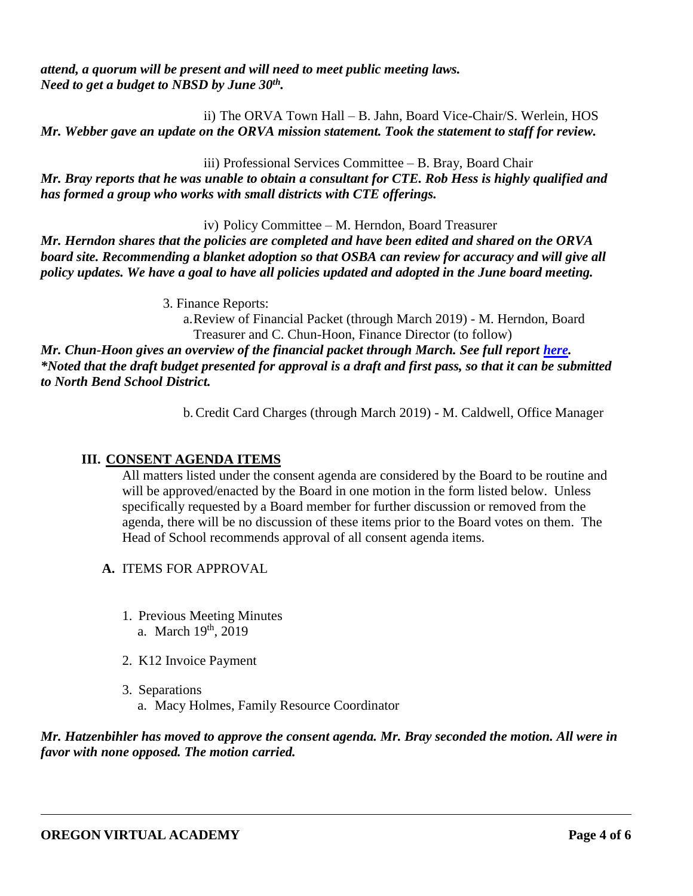***attend, a quorum will be present and will need to meet public meeting laws. Need to get a budget to NBSD by June 30th.***

ii) The ORVA Town Hall – B. Jahn, Board Vice-Chair/S. Werlein, HOS

***Mr. Webber gave an update on the ORVA mission statement. Took the statement to staff for review.***

iii) Professional Services Committee – B. Bray, Board Chair

***Mr. Bray reports that he was unable to obtain a consultant for CTE. Rob Hess is highly qualified and has formed a group who works with small districts with CTE offerings.***

iv) Policy Committee – M. Herndon, Board Treasurer

***Mr. Herndon shares that the policies are completed and have been edited and shared on the ORVA board site. Recommending a blanket adoption so that OSBA can review for accuracy and will give all policy updates. We have a goal to have all policies updated and adopted in the June board meeting.***

3. Finance Reports:

a. Review of Financial Packet (through March 2019) - M. Herndon, Board Treasurer and C. Chun-Hoon, Finance Director (to follow)

***Mr. Chun-Hoon gives an overview of the financial packet through March. See full report here.***
***\*Noted that the draft budget presented for approval is a draft and first pass, so that it can be submitted to North Bend School District.***

b. Credit Card Charges (through March 2019) - M. Caldwell, Office Manager

## III. CONSENT AGENDA ITEMS

All matters listed under the consent agenda are considered by the Board to be routine and will be approved/enacted by the Board in one motion in the form listed below. Unless specifically requested by a Board member for further discussion or removed from the agenda, there will be no discussion of these items prior to the Board votes on them. The Head of School recommends approval of all consent agenda items.

**A.** ITEMS FOR APPROVAL

1. Previous Meeting Minutes
   a. March 19th, 2019
2. K12 Invoice Payment
3. Separations
   a. Macy Holmes, Family Resource Coordinator

***Mr. Hatzenbihler has moved to approve the consent agenda. Mr. Bray seconded the motion. All were in favor with none opposed. The motion carried.***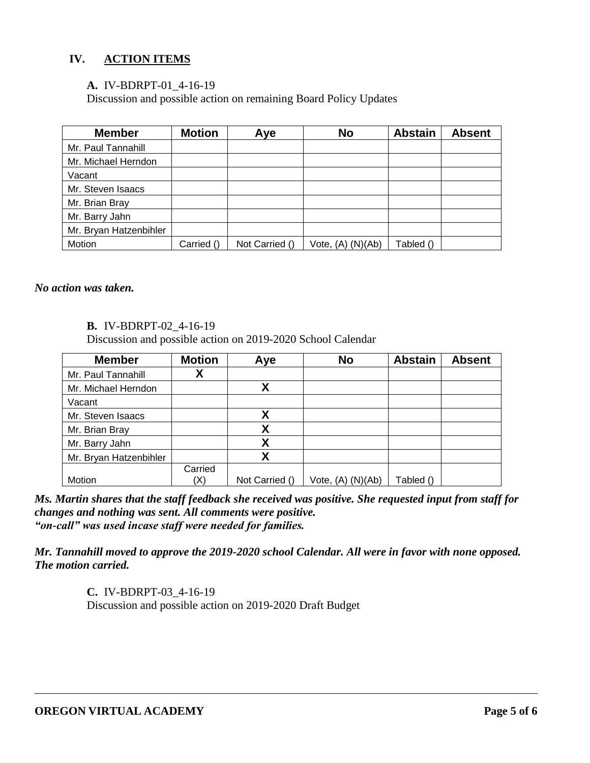## IV. ACTION ITEMS

**A.** IV-BDRPT-01_4-16-19
Discussion and possible action on remaining Board Policy Updates

| Member | Motion | Aye | No | Abstain | Absent |
|---|---|---|---|---|---|
| Mr. Paul Tannahill | | | | | |
| Mr. Michael Herndon | | | | | |
| Vacant | | | | | |
| Mr. Steven Isaacs | | | | | |
| Mr. Brian Bray | | | | | |
| Mr. Barry Jahn | | | | | |
| Mr. Bryan Hatzenbihler | | | | | |
| Motion | Carried () | Not Carried () | Vote, (A) (N)(Ab) | Tabled () | |

***No action was taken.***

**B.** IV-BDRPT-02_4-16-19
Discussion and possible action on 2019-2020 School Calendar

| Member | Motion | Aye | No | Abstain | Absent |
|---|---|---|---|---|---|
| Mr. Paul Tannahill | X | | | | |
| Mr. Michael Herndon | | X | | | |
| Vacant | | | | | |
| Mr. Steven Isaacs | | X | | | |
| Mr. Brian Bray | | X | | | |
| Mr. Barry Jahn | | X | | | |
| Mr. Bryan Hatzenbihler | | X | | | |
| Motion | Carried (X) | Not Carried () | Vote, (A) (N)(Ab) | Tabled () | |

***Ms. Martin shares that the staff feedback she received was positive. She requested input from staff for changes and nothing was sent. All comments were positive.***
***"on-call" was used incase staff were needed for families.***

***Mr. Tannahill moved to approve the 2019-2020 school Calendar. All were in favor with none opposed. The motion carried.***

**C.** IV-BDRPT-03_4-16-19
Discussion and possible action on 2019-2020 Draft Budget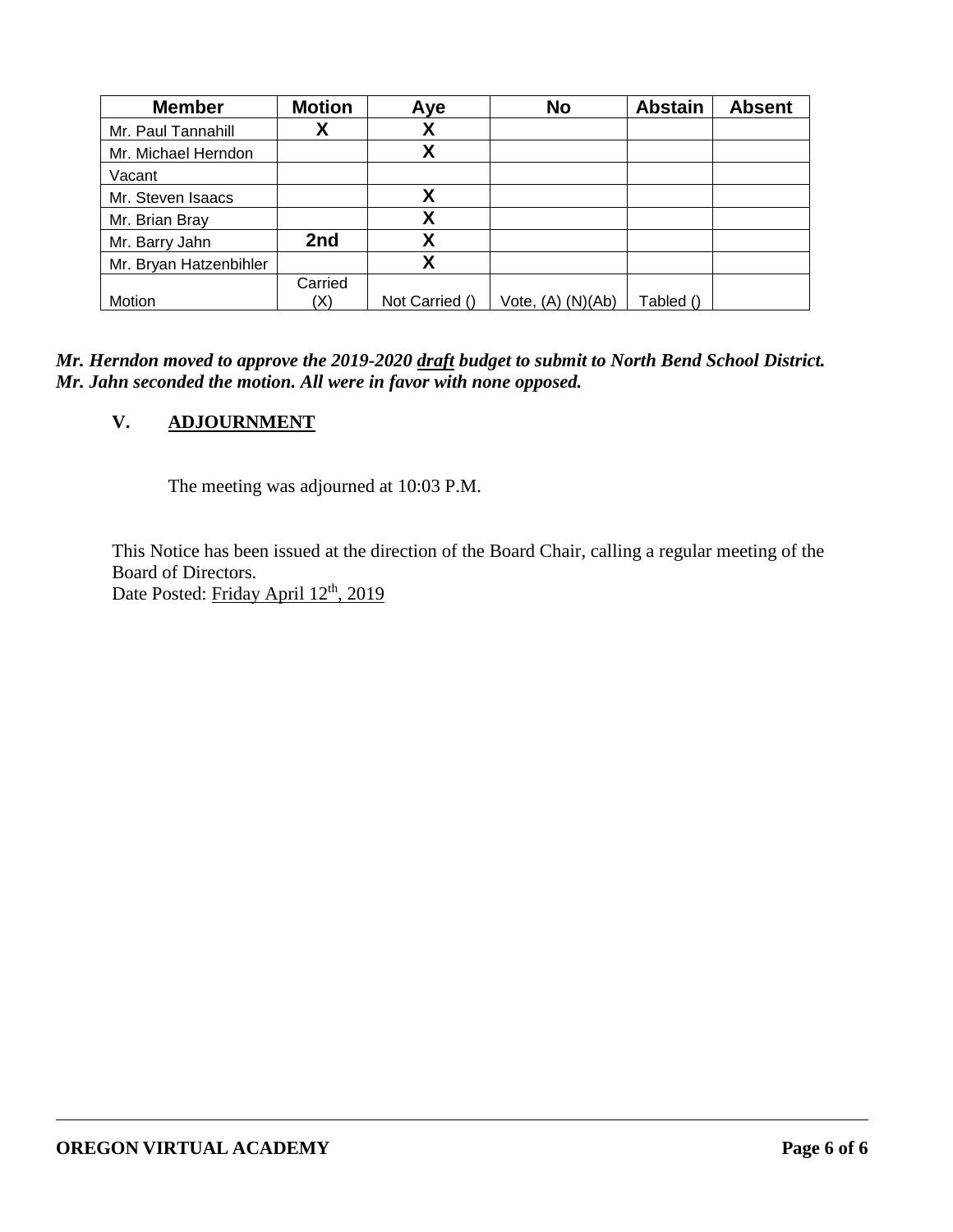| Member | Motion | Aye | No | Abstain | Absent |
|---|---|---|---|---|---|
| Mr. Paul Tannahill | X | X | | | |
| Mr. Michael Herndon | | X | | | |
| Vacant | | | | | |
| Mr. Steven Isaacs | | X | | | |
| Mr. Brian Bray | | X | | | |
| Mr. Barry Jahn | 2nd | X | | | |
| Mr. Bryan Hatzenbihler | | X | | | |
| Motion | Carried (X) | Not Carried () | Vote, (A) (N)(Ab) | Tabled () | |

***Mr. Herndon moved to approve the 2019-2020 draft budget to submit to North Bend School District. Mr. Jahn seconded the motion. All were in favor with none opposed.***

## V. ADJOURNMENT

The meeting was adjourned at 10:03 P.M.

This Notice has been issued at the direction of the Board Chair, calling a regular meeting of the Board of Directors.
Date Posted: Friday April 12th, 2019